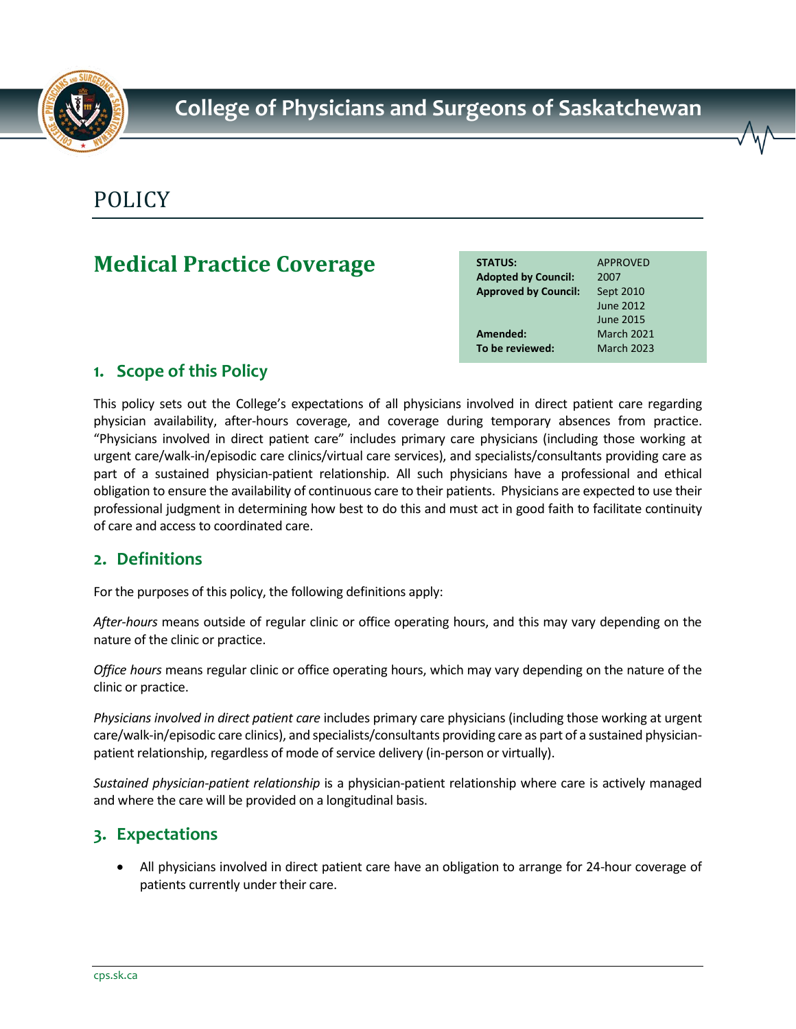# College of Physicians and Surgeons of Saskatchewan

POLICY

## Medical Practice Coverage

| | |
|---|---|
| **STATUS:** | APPROVED |
| **Adopted by Council:** | 2007 |
| **Approved by Council:** | Sept 2010 |
| | June 2012 |
| | June 2015 |
| **Amended:** | March 2021 |
| **To be reviewed:** | March 2023 |

### 1. Scope of this Policy

This policy sets out the College's expectations of all physicians involved in direct patient care regarding physician availability, after-hours coverage, and coverage during temporary absences from practice. "Physicians involved in direct patient care" includes primary care physicians (including those working at urgent care/walk-in/episodic care clinics/virtual care services), and specialists/consultants providing care as part of a sustained physician-patient relationship. All such physicians have a professional and ethical obligation to ensure the availability of continuous care to their patients. Physicians are expected to use their professional judgment in determining how best to do this and must act in good faith to facilitate continuity of care and access to coordinated care.

### 2. Definitions

For the purposes of this policy, the following definitions apply:

*After-hours* means outside of regular clinic or office operating hours, and this may vary depending on the nature of the clinic or practice.

*Office hours* means regular clinic or office operating hours, which may vary depending on the nature of the clinic or practice.

*Physicians involved in direct patient care* includes primary care physicians (including those working at urgent care/walk-in/episodic care clinics), and specialists/consultants providing care as part of a sustained physician-patient relationship, regardless of mode of service delivery (in-person or virtually).

*Sustained physician-patient relationship* is a physician-patient relationship where care is actively managed and where the care will be provided on a longitudinal basis.

### 3. Expectations

- All physicians involved in direct patient care have an obligation to arrange for 24-hour coverage of patients currently under their care.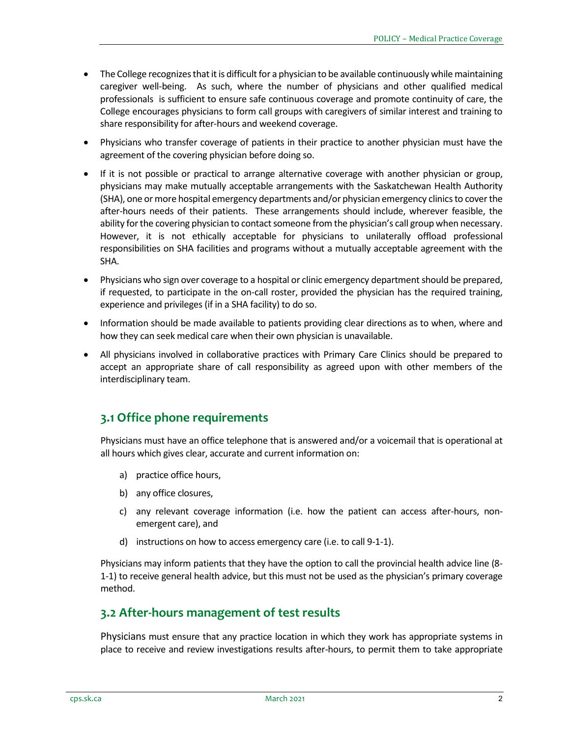- The College recognizes that it is difficult for a physician to be available continuously while maintaining caregiver well-being. As such, where the number of physicians and other qualified medical professionals is sufficient to ensure safe continuous coverage and promote continuity of care, the College encourages physicians to form call groups with caregivers of similar interest and training to share responsibility for after-hours and weekend coverage.
- Physicians who transfer coverage of patients in their practice to another physician must have the agreement of the covering physician before doing so.
- If it is not possible or practical to arrange alternative coverage with another physician or group, physicians may make mutually acceptable arrangements with the Saskatchewan Health Authority (SHA), one or more hospital emergency departments and/or physician emergency clinics to cover the after-hours needs of their patients. These arrangements should include, wherever feasible, the ability for the covering physician to contact someone from the physician's call group when necessary. However, it is not ethically acceptable for physicians to unilaterally offload professional responsibilities on SHA facilities and programs without a mutually acceptable agreement with the SHA.
- Physicians who sign over coverage to a hospital or clinic emergency department should be prepared, if requested, to participate in the on-call roster, provided the physician has the required training, experience and privileges (if in a SHA facility) to do so.
- Information should be made available to patients providing clear directions as to when, where and how they can seek medical care when their own physician is unavailable.
- All physicians involved in collaborative practices with Primary Care Clinics should be prepared to accept an appropriate share of call responsibility as agreed upon with other members of the interdisciplinary team.

## 3.1 Office phone requirements

Physicians must have an office telephone that is answered and/or a voicemail that is operational at all hours which gives clear, accurate and current information on:

a) practice office hours,

b) any office closures,

c) any relevant coverage information (i.e. how the patient can access after-hours, non-emergent care), and

d) instructions on how to access emergency care (i.e. to call 9-1-1).

Physicians may inform patients that they have the option to call the provincial health advice line (8-1-1) to receive general health advice, but this must not be used as the physician's primary coverage method.

## 3.2 After-hours management of test results

Physicians must ensure that any practice location in which they work has appropriate systems in place to receive and review investigations results after-hours, to permit them to take appropriate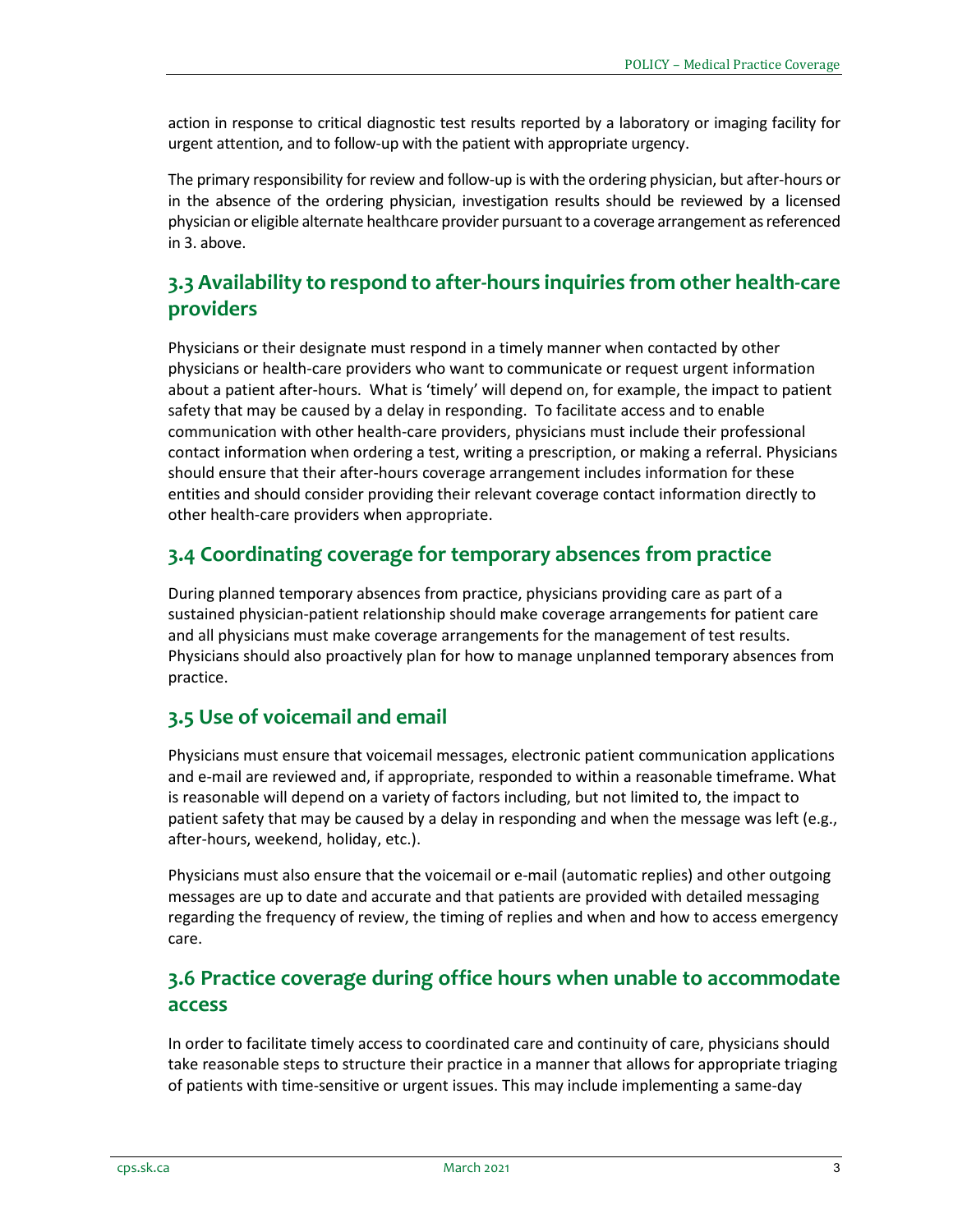action in response to critical diagnostic test results reported by a laboratory or imaging facility for urgent attention, and to follow-up with the patient with appropriate urgency.

The primary responsibility for review and follow-up is with the ordering physician, but after-hours or in the absence of the ordering physician, investigation results should be reviewed by a licensed physician or eligible alternate healthcare provider pursuant to a coverage arrangement as referenced in 3. above.

## 3.3 Availability to respond to after-hours inquiries from other health-care providers

Physicians or their designate must respond in a timely manner when contacted by other physicians or health-care providers who want to communicate or request urgent information about a patient after-hours. What is 'timely' will depend on, for example, the impact to patient safety that may be caused by a delay in responding. To facilitate access and to enable communication with other health-care providers, physicians must include their professional contact information when ordering a test, writing a prescription, or making a referral. Physicians should ensure that their after-hours coverage arrangement includes information for these entities and should consider providing their relevant coverage contact information directly to other health-care providers when appropriate.

## 3.4 Coordinating coverage for temporary absences from practice

During planned temporary absences from practice, physicians providing care as part of a sustained physician-patient relationship should make coverage arrangements for patient care and all physicians must make coverage arrangements for the management of test results. Physicians should also proactively plan for how to manage unplanned temporary absences from practice.

## 3.5 Use of voicemail and email

Physicians must ensure that voicemail messages, electronic patient communication applications and e-mail are reviewed and, if appropriate, responded to within a reasonable timeframe. What is reasonable will depend on a variety of factors including, but not limited to, the impact to patient safety that may be caused by a delay in responding and when the message was left (e.g., after-hours, weekend, holiday, etc.).

Physicians must also ensure that the voicemail or e-mail (automatic replies) and other outgoing messages are up to date and accurate and that patients are provided with detailed messaging regarding the frequency of review, the timing of replies and when and how to access emergency care.

## 3.6 Practice coverage during office hours when unable to accommodate access

In order to facilitate timely access to coordinated care and continuity of care, physicians should take reasonable steps to structure their practice in a manner that allows for appropriate triaging of patients with time-sensitive or urgent issues. This may include implementing a same-day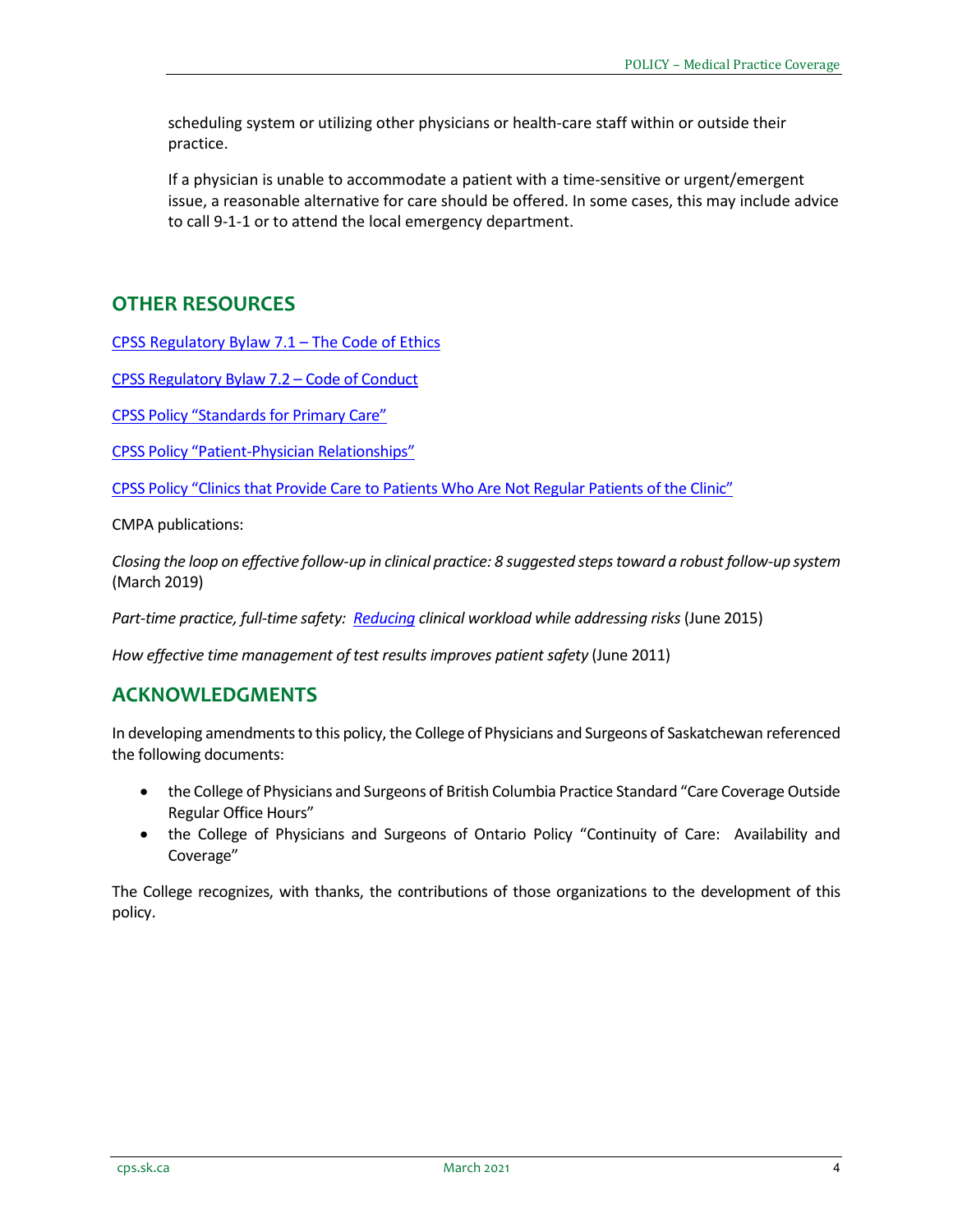scheduling system or utilizing other physicians or health-care staff within or outside their practice.

If a physician is unable to accommodate a patient with a time-sensitive or urgent/emergent issue, a reasonable alternative for care should be offered. In some cases, this may include advice to call 9-1-1 or to attend the local emergency department.

## OTHER RESOURCES

CPSS Regulatory Bylaw 7.1 – The Code of Ethics

CPSS Regulatory Bylaw 7.2 – Code of Conduct

CPSS Policy "Standards for Primary Care"

CPSS Policy "Patient-Physician Relationships"

CPSS Policy "Clinics that Provide Care to Patients Who Are Not Regular Patients of the Clinic"

CMPA publications:

*Closing the loop on effective follow-up in clinical practice: 8 suggested steps toward a robust follow-up system* (March 2019)

*Part-time practice, full-time safety: Reducing clinical workload while addressing risks* (June 2015)

*How effective time management of test results improves patient safety* (June 2011)

## ACKNOWLEDGMENTS

In developing amendments to this policy, the College of Physicians and Surgeons of Saskatchewan referenced the following documents:

- the College of Physicians and Surgeons of British Columbia Practice Standard "Care Coverage Outside Regular Office Hours"
- the College of Physicians and Surgeons of Ontario Policy "Continuity of Care: Availability and Coverage"

The College recognizes, with thanks, the contributions of those organizations to the development of this policy.